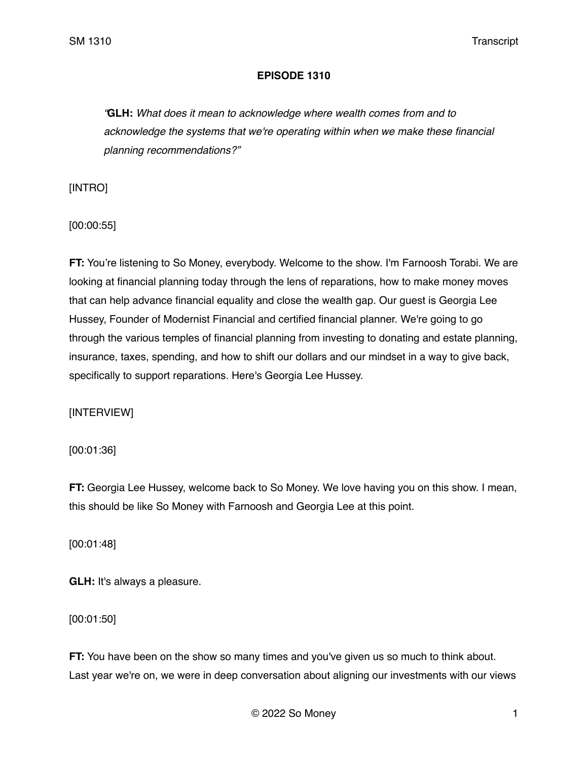**EPISODE 1310**

> *"***GLH:*** What does it mean to acknowledge where wealth comes from and to acknowledge the systems that we're operating within when we make these financial planning recommendations?"*

[INTRO]

[00:00:55]

**FT:** You're listening to So Money, everybody. Welcome to the show. I'm Farnoosh Torabi. We are looking at financial planning today through the lens of reparations, how to make money moves that can help advance financial equality and close the wealth gap. Our guest is Georgia Lee Hussey, Founder of Modernist Financial and certified financial planner. We're going to go through the various temples of financial planning from investing to donating and estate planning, insurance, taxes, spending, and how to shift our dollars and our mindset in a way to give back, specifically to support reparations. Here's Georgia Lee Hussey.

[INTERVIEW]

[00:01:36]

**FT:** Georgia Lee Hussey, welcome back to So Money. We love having you on this show. I mean, this should be like So Money with Farnoosh and Georgia Lee at this point.

[00:01:48]

**GLH:** It's always a pleasure.

[00:01:50]

**FT:** You have been on the show so many times and you've given us so much to think about. Last year we're on, we were in deep conversation about aligning our investments with our views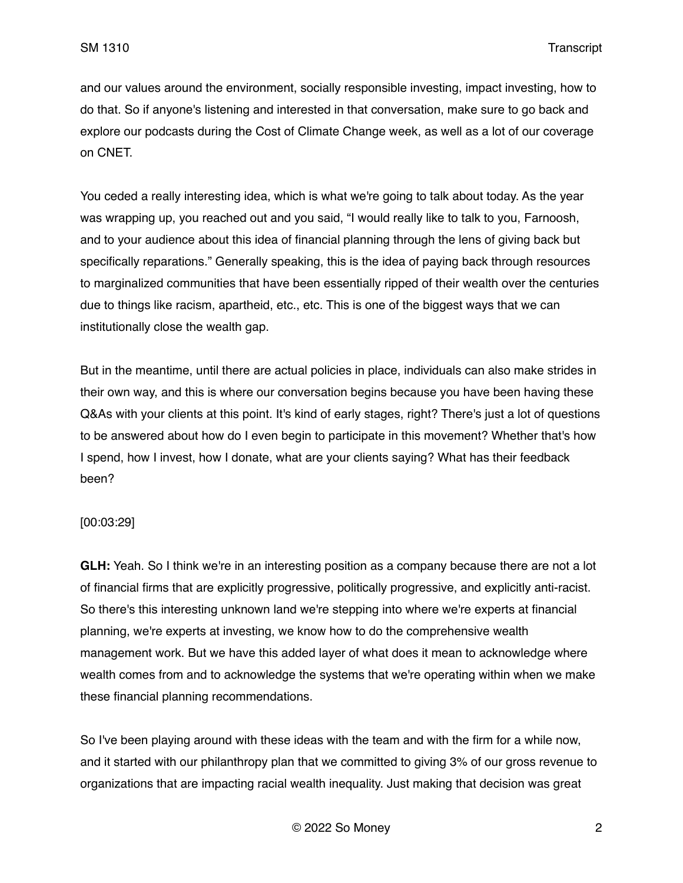and our values around the environment, socially responsible investing, impact investing, how to do that. So if anyone's listening and interested in that conversation, make sure to go back and explore our podcasts during the Cost of Climate Change week, as well as a lot of our coverage on CNET.

You ceded a really interesting idea, which is what we're going to talk about today. As the year was wrapping up, you reached out and you said, "I would really like to talk to you, Farnoosh, and to your audience about this idea of financial planning through the lens of giving back but specifically reparations." Generally speaking, this is the idea of paying back through resources to marginalized communities that have been essentially ripped of their wealth over the centuries due to things like racism, apartheid, etc., etc. This is one of the biggest ways that we can institutionally close the wealth gap.

But in the meantime, until there are actual policies in place, individuals can also make strides in their own way, and this is where our conversation begins because you have been having these Q&As with your clients at this point. It's kind of early stages, right? There's just a lot of questions to be answered about how do I even begin to participate in this movement? Whether that's how I spend, how I invest, how I donate, what are your clients saying? What has their feedback been?

[00:03:29]

**GLH:** Yeah. So I think we're in an interesting position as a company because there are not a lot of financial firms that are explicitly progressive, politically progressive, and explicitly anti-racist. So there's this interesting unknown land we're stepping into where we're experts at financial planning, we're experts at investing, we know how to do the comprehensive wealth management work. But we have this added layer of what does it mean to acknowledge where wealth comes from and to acknowledge the systems that we're operating within when we make these financial planning recommendations.

So I've been playing around with these ideas with the team and with the firm for a while now, and it started with our philanthropy plan that we committed to giving 3% of our gross revenue to organizations that are impacting racial wealth inequality. Just making that decision was great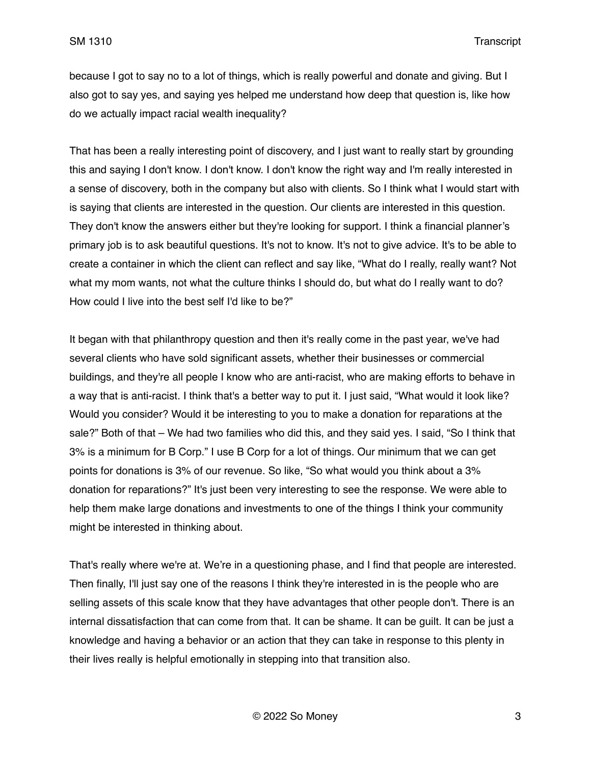because I got to say no to a lot of things, which is really powerful and donate and giving. But I also got to say yes, and saying yes helped me understand how deep that question is, like how do we actually impact racial wealth inequality?

That has been a really interesting point of discovery, and I just want to really start by grounding this and saying I don't know. I don't know. I don't know the right way and I'm really interested in a sense of discovery, both in the company but also with clients. So I think what I would start with is saying that clients are interested in the question. Our clients are interested in this question. They don't know the answers either but they're looking for support. I think a financial planner's primary job is to ask beautiful questions. It's not to know. It's not to give advice. It's to be able to create a container in which the client can reflect and say like, "What do I really, really want? Not what my mom wants, not what the culture thinks I should do, but what do I really want to do? How could I live into the best self I'd like to be?"

It began with that philanthropy question and then it's really come in the past year, we've had several clients who have sold significant assets, whether their businesses or commercial buildings, and they're all people I know who are anti-racist, who are making efforts to behave in a way that is anti-racist. I think that's a better way to put it. I just said, "What would it look like? Would you consider? Would it be interesting to you to make a donation for reparations at the sale?" Both of that – We had two families who did this, and they said yes. I said, "So I think that 3% is a minimum for B Corp." I use B Corp for a lot of things. Our minimum that we can get points for donations is 3% of our revenue. So like, "So what would you think about a 3% donation for reparations?" It's just been very interesting to see the response. We were able to help them make large donations and investments to one of the things I think your community might be interested in thinking about.

That's really where we're at. We're in a questioning phase, and I find that people are interested. Then finally, I'll just say one of the reasons I think they're interested in is the people who are selling assets of this scale know that they have advantages that other people don't. There is an internal dissatisfaction that can come from that. It can be shame. It can be guilt. It can be just a knowledge and having a behavior or an action that they can take in response to this plenty in their lives really is helpful emotionally in stepping into that transition also.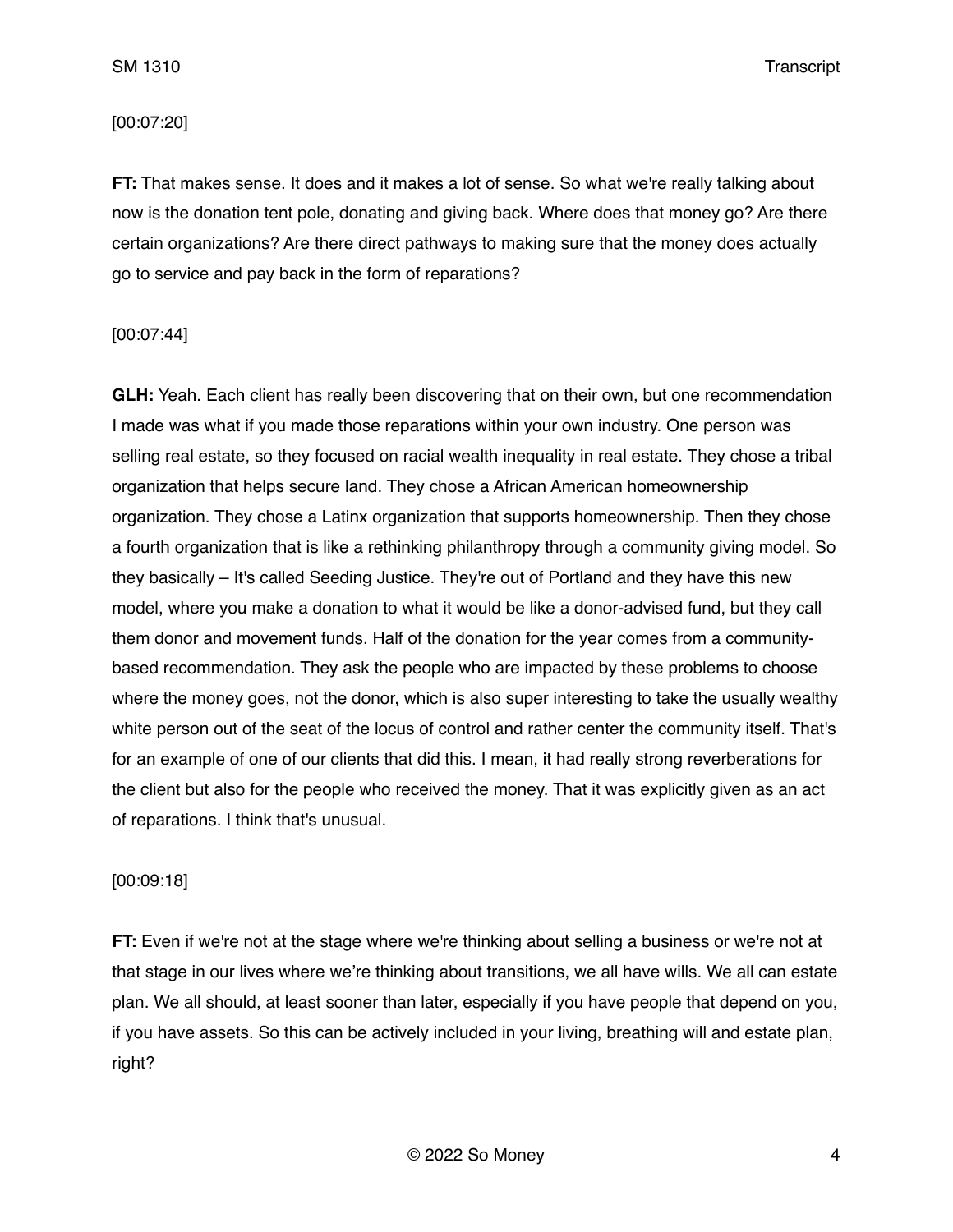[00:07:20]

**FT:** That makes sense. It does and it makes a lot of sense. So what we're really talking about now is the donation tent pole, donating and giving back. Where does that money go? Are there certain organizations? Are there direct pathways to making sure that the money does actually go to service and pay back in the form of reparations?

[00:07:44]

**GLH:** Yeah. Each client has really been discovering that on their own, but one recommendation I made was what if you made those reparations within your own industry. One person was selling real estate, so they focused on racial wealth inequality in real estate. They chose a tribal organization that helps secure land. They chose a African American homeownership organization. They chose a Latinx organization that supports homeownership. Then they chose a fourth organization that is like a rethinking philanthropy through a community giving model. So they basically – It's called Seeding Justice. They're out of Portland and they have this new model, where you make a donation to what it would be like a donor-advised fund, but they call them donor and movement funds. Half of the donation for the year comes from a community-based recommendation. They ask the people who are impacted by these problems to choose where the money goes, not the donor, which is also super interesting to take the usually wealthy white person out of the seat of the locus of control and rather center the community itself. That's for an example of one of our clients that did this. I mean, it had really strong reverberations for the client but also for the people who received the money. That it was explicitly given as an act of reparations. I think that's unusual.

[00:09:18]

**FT:** Even if we're not at the stage where we're thinking about selling a business or we're not at that stage in our lives where we're thinking about transitions, we all have wills. We all can estate plan. We all should, at least sooner than later, especially if you have people that depend on you, if you have assets. So this can be actively included in your living, breathing will and estate plan, right?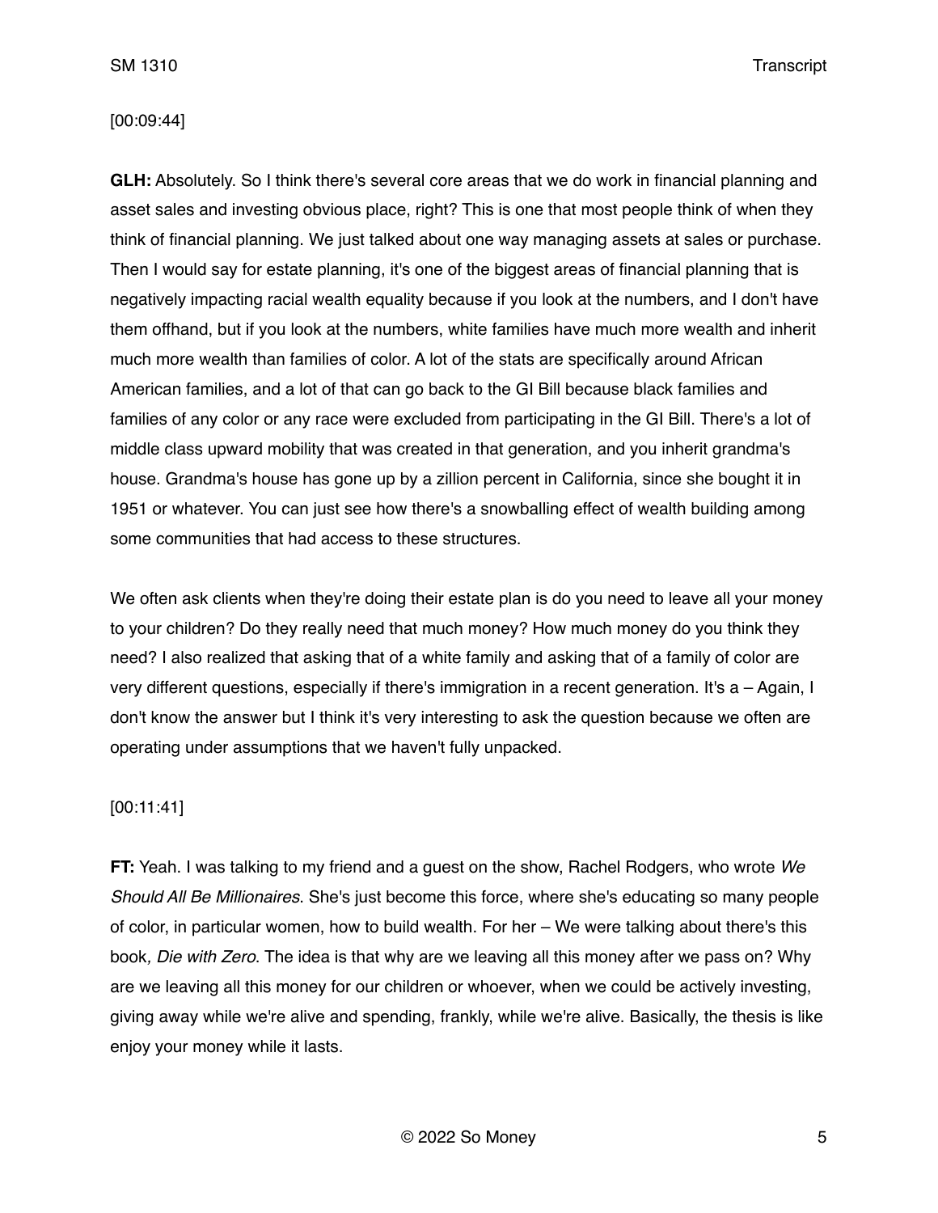[00:09:44]

**GLH:** Absolutely. So I think there's several core areas that we do work in financial planning and asset sales and investing obvious place, right? This is one that most people think of when they think of financial planning. We just talked about one way managing assets at sales or purchase. Then I would say for estate planning, it's one of the biggest areas of financial planning that is negatively impacting racial wealth equality because if you look at the numbers, and I don't have them offhand, but if you look at the numbers, white families have much more wealth and inherit much more wealth than families of color. A lot of the stats are specifically around African American families, and a lot of that can go back to the GI Bill because black families and families of any color or any race were excluded from participating in the GI Bill. There's a lot of middle class upward mobility that was created in that generation, and you inherit grandma's house. Grandma's house has gone up by a zillion percent in California, since she bought it in 1951 or whatever. You can just see how there's a snowballing effect of wealth building among some communities that had access to these structures.

We often ask clients when they're doing their estate plan is do you need to leave all your money to your children? Do they really need that much money? How much money do you think they need? I also realized that asking that of a white family and asking that of a family of color are very different questions, especially if there's immigration in a recent generation. It's a – Again, I don't know the answer but I think it's very interesting to ask the question because we often are operating under assumptions that we haven't fully unpacked.

[00:11:41]

**FT:** Yeah. I was talking to my friend and a guest on the show, Rachel Rodgers, who wrote *We Should All Be Millionaires*. She's just become this force, where she's educating so many people of color, in particular women, how to build wealth. For her – We were talking about there's this book*, Die with Zero*. The idea is that why are we leaving all this money after we pass on? Why are we leaving all this money for our children or whoever, when we could be actively investing, giving away while we're alive and spending, frankly, while we're alive. Basically, the thesis is like enjoy your money while it lasts.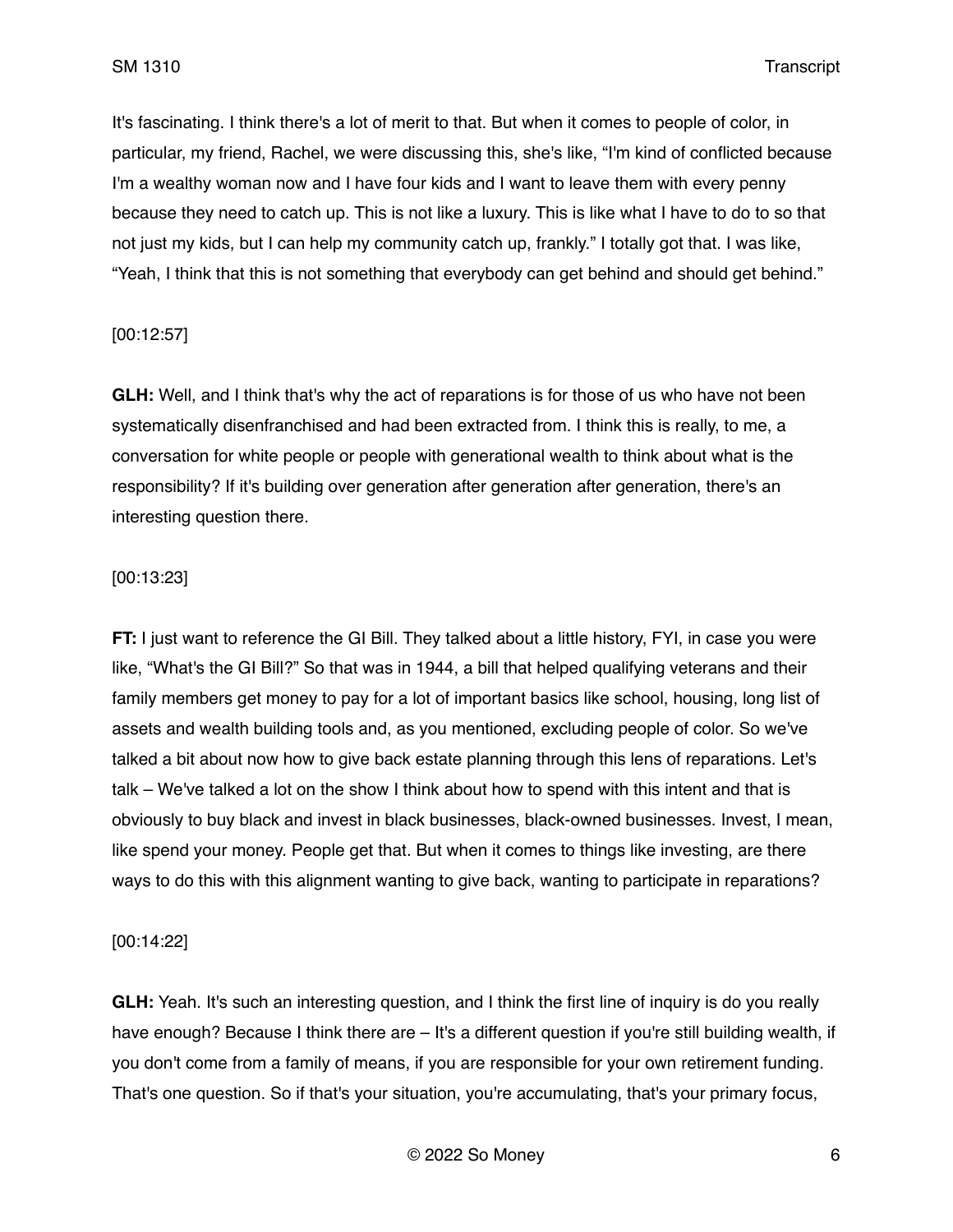It's fascinating. I think there's a lot of merit to that. But when it comes to people of color, in particular, my friend, Rachel, we were discussing this, she's like, "I'm kind of conflicted because I'm a wealthy woman now and I have four kids and I want to leave them with every penny because they need to catch up. This is not like a luxury. This is like what I have to do to so that not just my kids, but I can help my community catch up, frankly." I totally got that. I was like, "Yeah, I think that this is not something that everybody can get behind and should get behind."

[00:12:57]

**GLH:** Well, and I think that's why the act of reparations is for those of us who have not been systematically disenfranchised and had been extracted from. I think this is really, to me, a conversation for white people or people with generational wealth to think about what is the responsibility? If it's building over generation after generation after generation, there's an interesting question there.

[00:13:23]

**FT:** I just want to reference the GI Bill. They talked about a little history, FYI, in case you were like, "What's the GI Bill?" So that was in 1944, a bill that helped qualifying veterans and their family members get money to pay for a lot of important basics like school, housing, long list of assets and wealth building tools and, as you mentioned, excluding people of color. So we've talked a bit about now how to give back estate planning through this lens of reparations. Let's talk – We've talked a lot on the show I think about how to spend with this intent and that is obviously to buy black and invest in black businesses, black-owned businesses. Invest, I mean, like spend your money. People get that. But when it comes to things like investing, are there ways to do this with this alignment wanting to give back, wanting to participate in reparations?

[00:14:22]

**GLH:** Yeah. It's such an interesting question, and I think the first line of inquiry is do you really have enough? Because I think there are – It's a different question if you're still building wealth, if you don't come from a family of means, if you are responsible for your own retirement funding. That's one question. So if that's your situation, you're accumulating, that's your primary focus,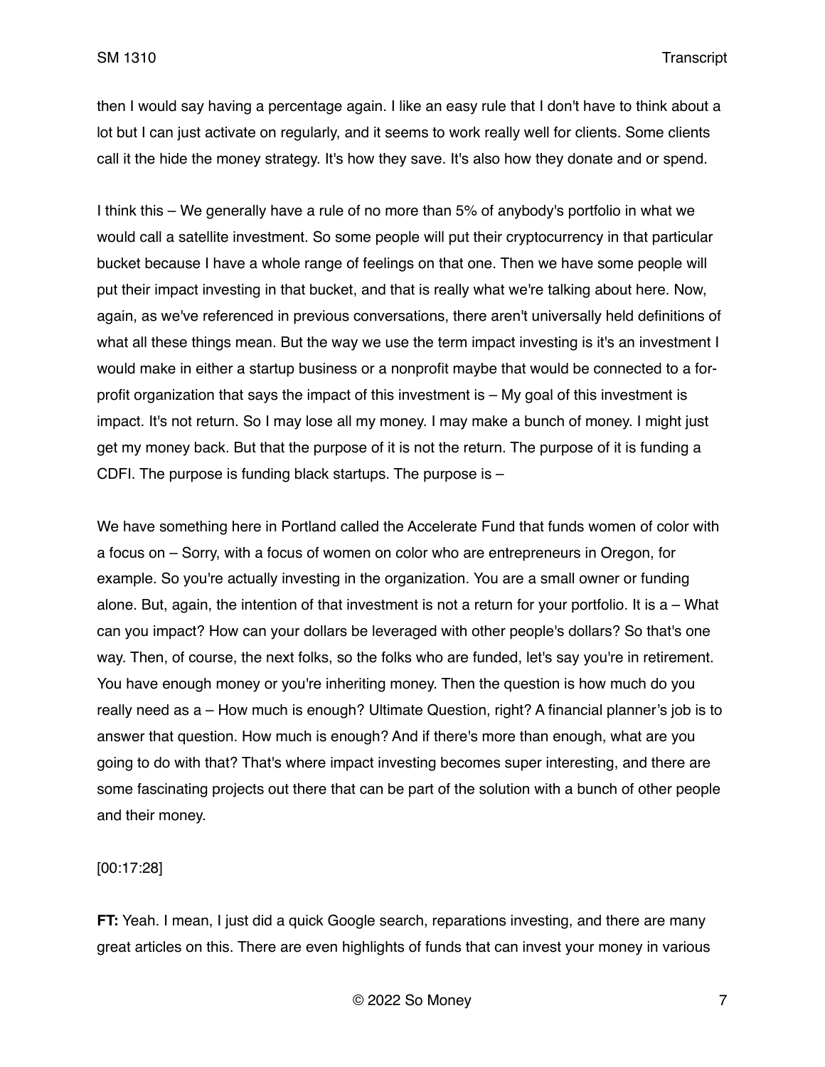then I would say having a percentage again. I like an easy rule that I don't have to think about a lot but I can just activate on regularly, and it seems to work really well for clients. Some clients call it the hide the money strategy. It's how they save. It's also how they donate and or spend.

I think this – We generally have a rule of no more than 5% of anybody's portfolio in what we would call a satellite investment. So some people will put their cryptocurrency in that particular bucket because I have a whole range of feelings on that one. Then we have some people will put their impact investing in that bucket, and that is really what we're talking about here. Now, again, as we've referenced in previous conversations, there aren't universally held definitions of what all these things mean. But the way we use the term impact investing is it's an investment I would make in either a startup business or a nonprofit maybe that would be connected to a for-profit organization that says the impact of this investment is – My goal of this investment is impact. It's not return. So I may lose all my money. I may make a bunch of money. I might just get my money back. But that the purpose of it is not the return. The purpose of it is funding a CDFI. The purpose is funding black startups. The purpose is –

We have something here in Portland called the Accelerate Fund that funds women of color with a focus on – Sorry, with a focus of women on color who are entrepreneurs in Oregon, for example. So you're actually investing in the organization. You are a small owner or funding alone. But, again, the intention of that investment is not a return for your portfolio. It is a – What can you impact? How can your dollars be leveraged with other people's dollars? So that's one way. Then, of course, the next folks, so the folks who are funded, let's say you're in retirement. You have enough money or you're inheriting money. Then the question is how much do you really need as a – How much is enough? Ultimate Question, right? A financial planner's job is to answer that question. How much is enough? And if there's more than enough, what are you going to do with that? That's where impact investing becomes super interesting, and there are some fascinating projects out there that can be part of the solution with a bunch of other people and their money.

[00:17:28]

**FT:** Yeah. I mean, I just did a quick Google search, reparations investing, and there are many great articles on this. There are even highlights of funds that can invest your money in various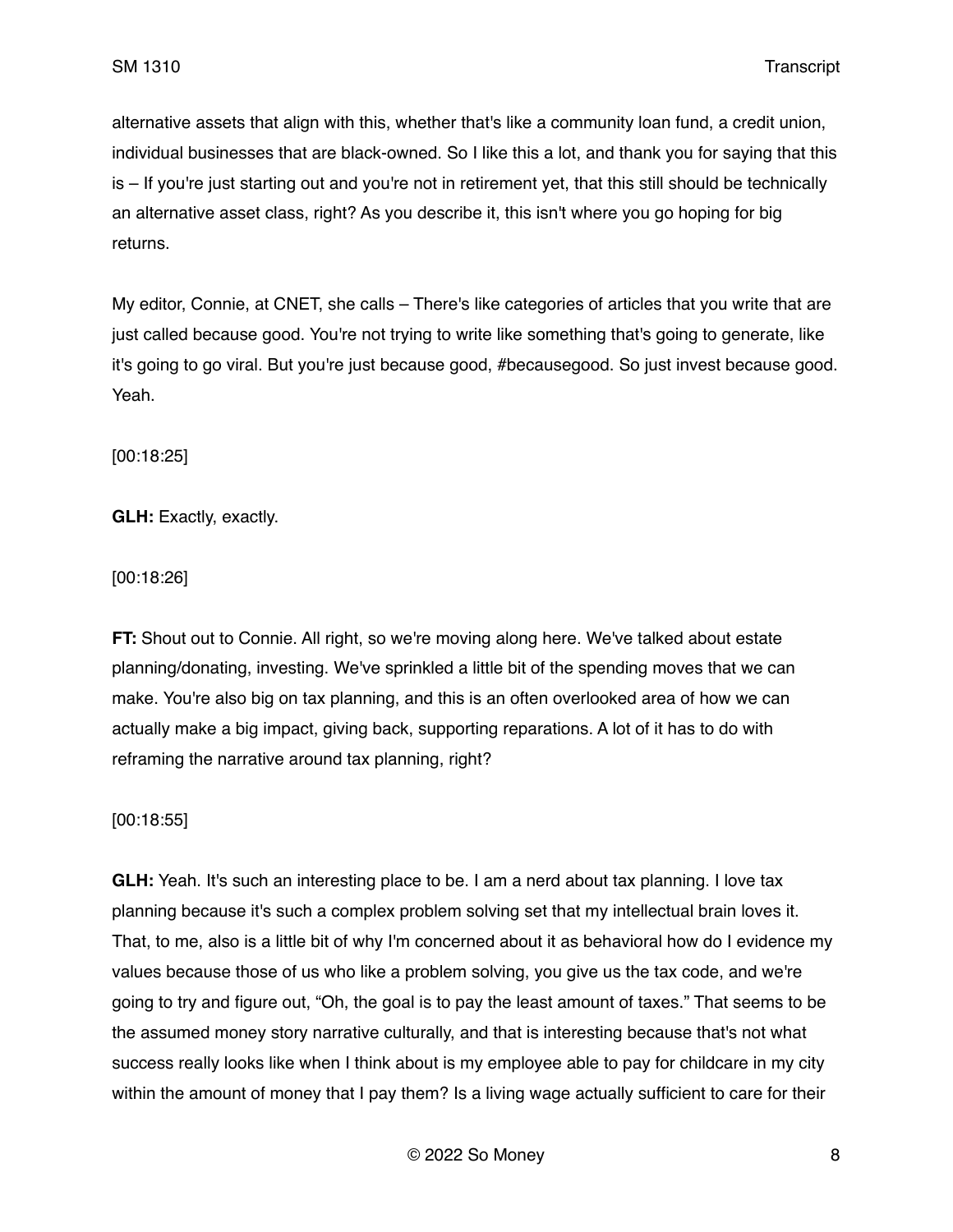alternative assets that align with this, whether that's like a community loan fund, a credit union, individual businesses that are black-owned. So I like this a lot, and thank you for saying that this is – If you're just starting out and you're not in retirement yet, that this still should be technically an alternative asset class, right? As you describe it, this isn't where you go hoping for big returns.

My editor, Connie, at CNET, she calls – There's like categories of articles that you write that are just called because good. You're not trying to write like something that's going to generate, like it's going to go viral. But you're just because good, #becausegood. So just invest because good. Yeah.

[00:18:25]

**GLH:** Exactly, exactly.

[00:18:26]

**FT:** Shout out to Connie. All right, so we're moving along here. We've talked about estate planning/donating, investing. We've sprinkled a little bit of the spending moves that we can make. You're also big on tax planning, and this is an often overlooked area of how we can actually make a big impact, giving back, supporting reparations. A lot of it has to do with reframing the narrative around tax planning, right?

[00:18:55]

**GLH:** Yeah. It's such an interesting place to be. I am a nerd about tax planning. I love tax planning because it's such a complex problem solving set that my intellectual brain loves it. That, to me, also is a little bit of why I'm concerned about it as behavioral how do I evidence my values because those of us who like a problem solving, you give us the tax code, and we're going to try and figure out, "Oh, the goal is to pay the least amount of taxes." That seems to be the assumed money story narrative culturally, and that is interesting because that's not what success really looks like when I think about is my employee able to pay for childcare in my city within the amount of money that I pay them? Is a living wage actually sufficient to care for their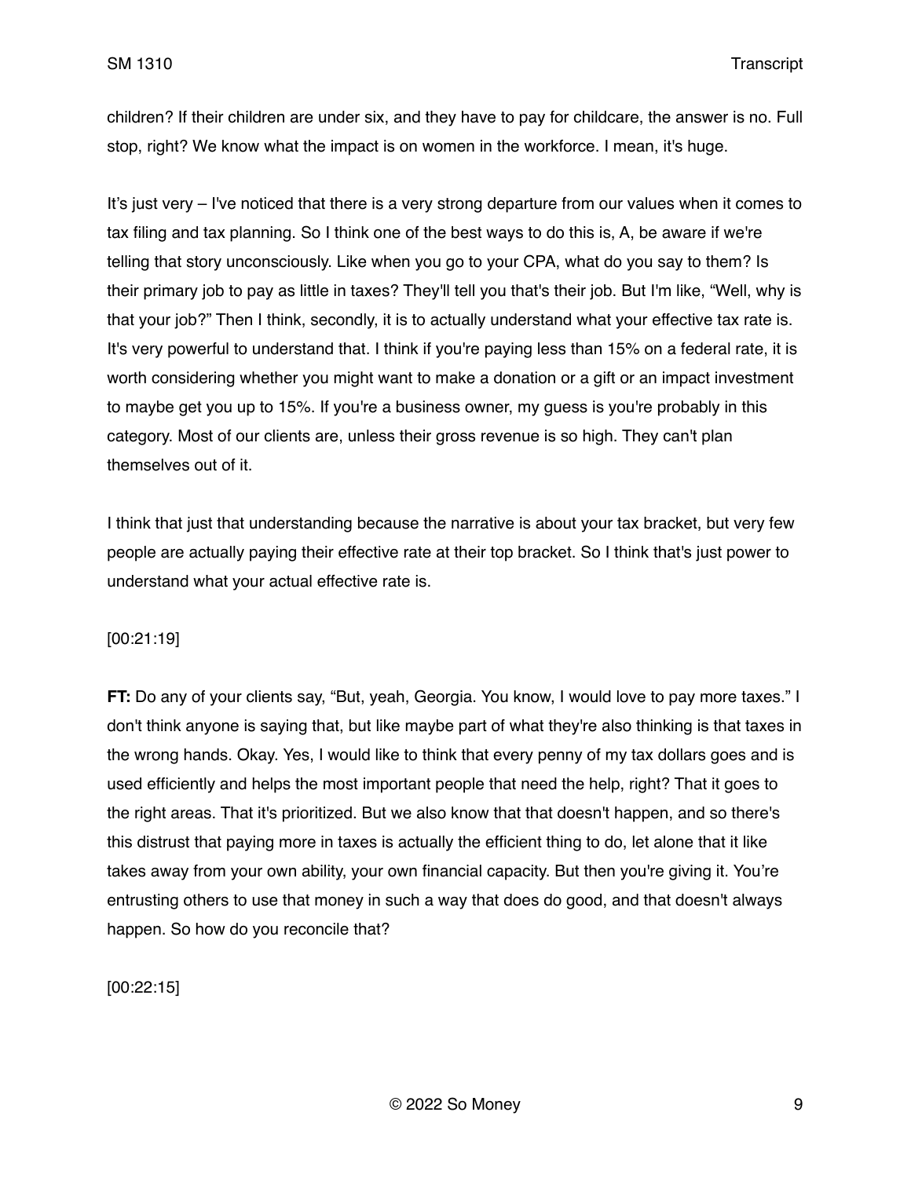children? If their children are under six, and they have to pay for childcare, the answer is no. Full stop, right? We know what the impact is on women in the workforce. I mean, it's huge.

It's just very – I've noticed that there is a very strong departure from our values when it comes to tax filing and tax planning. So I think one of the best ways to do this is, A, be aware if we're telling that story unconsciously. Like when you go to your CPA, what do you say to them? Is their primary job to pay as little in taxes? They'll tell you that's their job. But I'm like, "Well, why is that your job?" Then I think, secondly, it is to actually understand what your effective tax rate is. It's very powerful to understand that. I think if you're paying less than 15% on a federal rate, it is worth considering whether you might want to make a donation or a gift or an impact investment to maybe get you up to 15%. If you're a business owner, my guess is you're probably in this category. Most of our clients are, unless their gross revenue is so high. They can't plan themselves out of it.

I think that just that understanding because the narrative is about your tax bracket, but very few people are actually paying their effective rate at their top bracket. So I think that's just power to understand what your actual effective rate is.

[00:21:19]

**FT:** Do any of your clients say, "But, yeah, Georgia. You know, I would love to pay more taxes." I don't think anyone is saying that, but like maybe part of what they're also thinking is that taxes in the wrong hands. Okay. Yes, I would like to think that every penny of my tax dollars goes and is used efficiently and helps the most important people that need the help, right? That it goes to the right areas. That it's prioritized. But we also know that that doesn't happen, and so there's this distrust that paying more in taxes is actually the efficient thing to do, let alone that it like takes away from your own ability, your own financial capacity. But then you're giving it. You're entrusting others to use that money in such a way that does do good, and that doesn't always happen. So how do you reconcile that?

[00:22:15]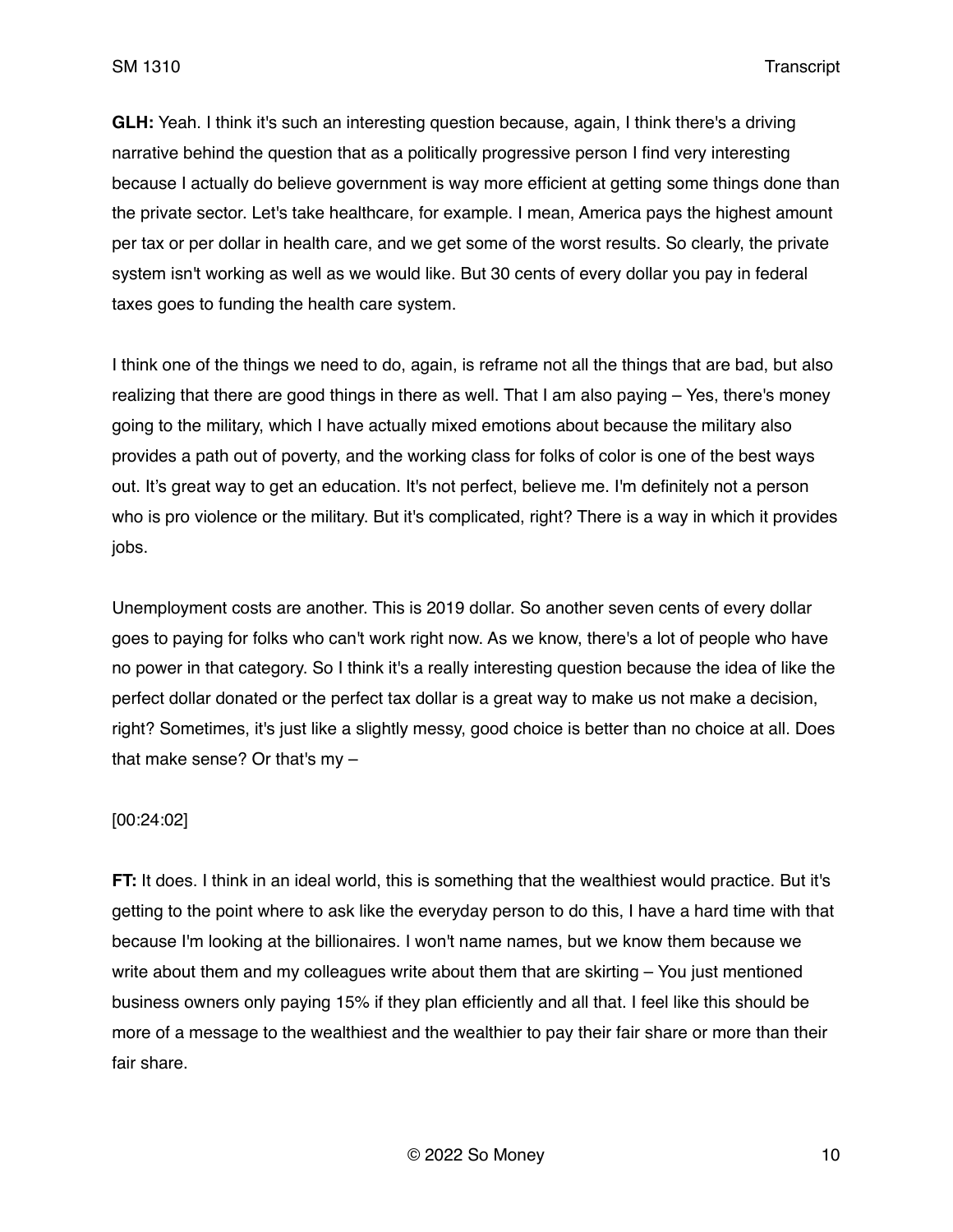**GLH:** Yeah. I think it's such an interesting question because, again, I think there's a driving narrative behind the question that as a politically progressive person I find very interesting because I actually do believe government is way more efficient at getting some things done than the private sector. Let's take healthcare, for example. I mean, America pays the highest amount per tax or per dollar in health care, and we get some of the worst results. So clearly, the private system isn't working as well as we would like. But 30 cents of every dollar you pay in federal taxes goes to funding the health care system.

I think one of the things we need to do, again, is reframe not all the things that are bad, but also realizing that there are good things in there as well. That I am also paying – Yes, there's money going to the military, which I have actually mixed emotions about because the military also provides a path out of poverty, and the working class for folks of color is one of the best ways out. It's great way to get an education. It's not perfect, believe me. I'm definitely not a person who is pro violence or the military. But it's complicated, right? There is a way in which it provides jobs.

Unemployment costs are another. This is 2019 dollar. So another seven cents of every dollar goes to paying for folks who can't work right now. As we know, there's a lot of people who have no power in that category. So I think it's a really interesting question because the idea of like the perfect dollar donated or the perfect tax dollar is a great way to make us not make a decision, right? Sometimes, it's just like a slightly messy, good choice is better than no choice at all. Does that make sense? Or that's my –

[00:24:02]

**FT:** It does. I think in an ideal world, this is something that the wealthiest would practice. But it's getting to the point where to ask like the everyday person to do this, I have a hard time with that because I'm looking at the billionaires. I won't name names, but we know them because we write about them and my colleagues write about them that are skirting – You just mentioned business owners only paying 15% if they plan efficiently and all that. I feel like this should be more of a message to the wealthiest and the wealthier to pay their fair share or more than their fair share.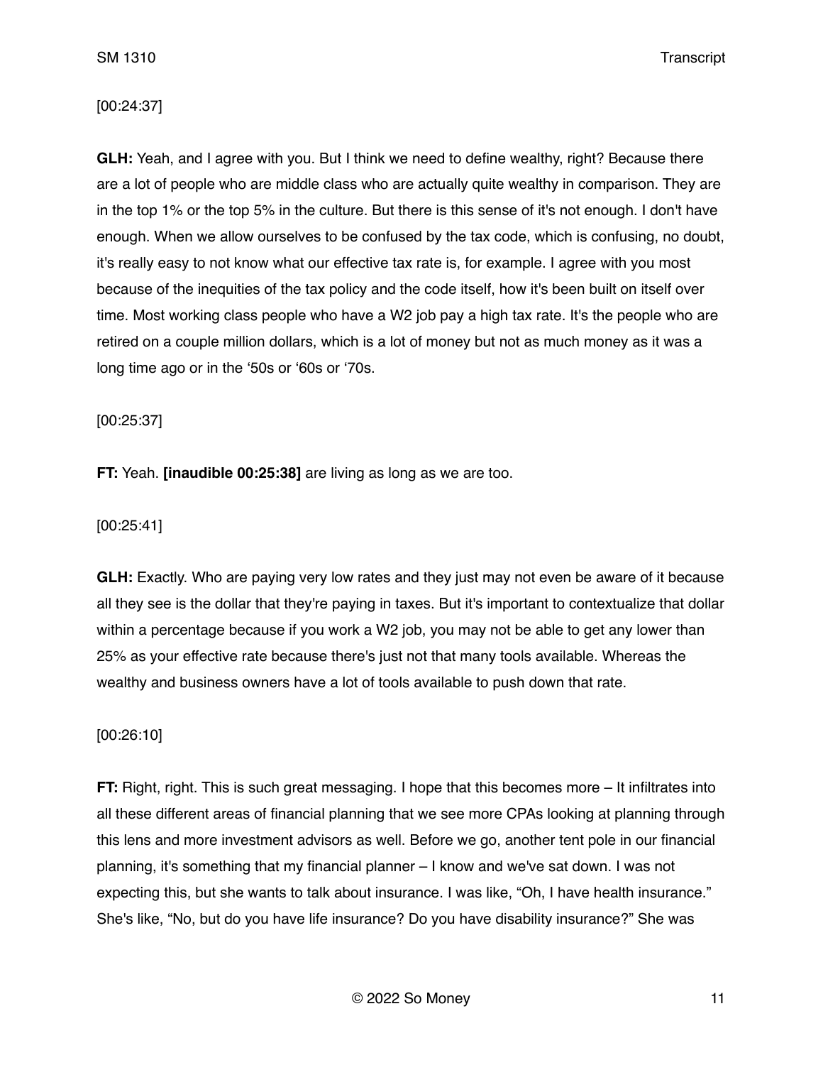[00:24:37]

**GLH:** Yeah, and I agree with you. But I think we need to define wealthy, right? Because there are a lot of people who are middle class who are actually quite wealthy in comparison. They are in the top 1% or the top 5% in the culture. But there is this sense of it's not enough. I don't have enough. When we allow ourselves to be confused by the tax code, which is confusing, no doubt, it's really easy to not know what our effective tax rate is, for example. I agree with you most because of the inequities of the tax policy and the code itself, how it's been built on itself over time. Most working class people who have a W2 job pay a high tax rate. It's the people who are retired on a couple million dollars, which is a lot of money but not as much money as it was a long time ago or in the '50s or '60s or '70s.

[00:25:37]

**FT:** Yeah. **[inaudible 00:25:38]** are living as long as we are too.

[00:25:41]

**GLH:** Exactly. Who are paying very low rates and they just may not even be aware of it because all they see is the dollar that they're paying in taxes. But it's important to contextualize that dollar within a percentage because if you work a W2 job, you may not be able to get any lower than 25% as your effective rate because there's just not that many tools available. Whereas the wealthy and business owners have a lot of tools available to push down that rate.

[00:26:10]

**FT:** Right, right. This is such great messaging. I hope that this becomes more – It infiltrates into all these different areas of financial planning that we see more CPAs looking at planning through this lens and more investment advisors as well. Before we go, another tent pole in our financial planning, it's something that my financial planner – I know and we've sat down. I was not expecting this, but she wants to talk about insurance. I was like, "Oh, I have health insurance." She's like, "No, but do you have life insurance? Do you have disability insurance?" She was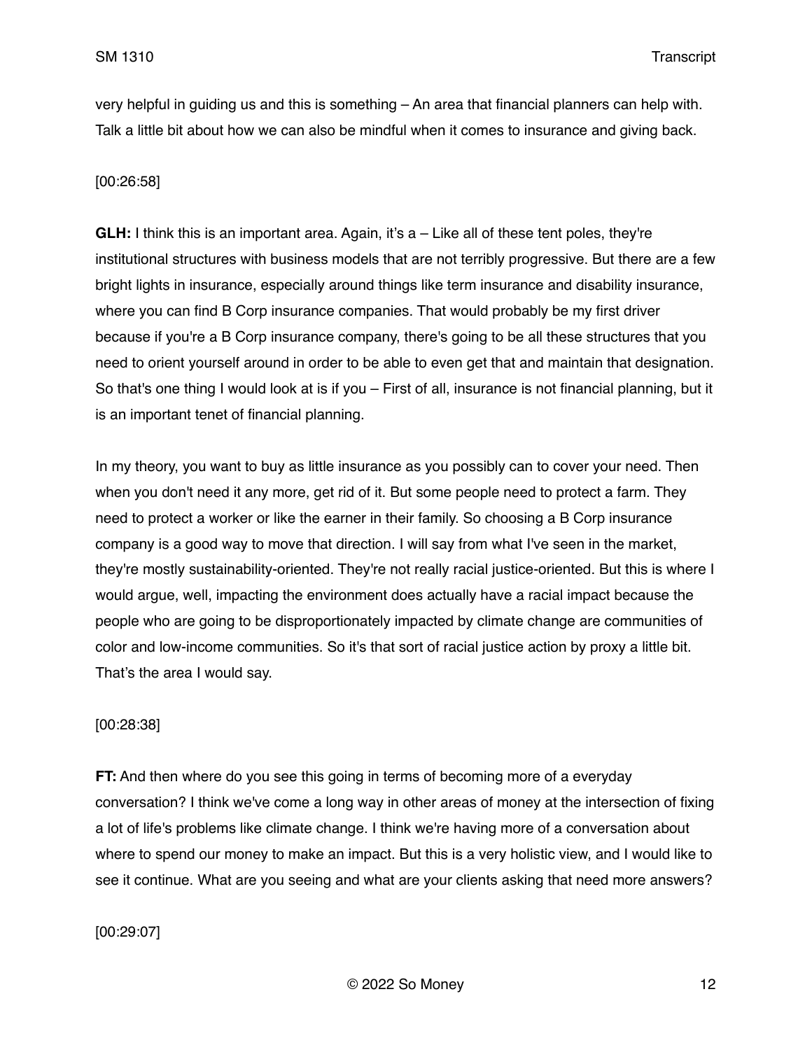very helpful in guiding us and this is something – An area that financial planners can help with. Talk a little bit about how we can also be mindful when it comes to insurance and giving back.

[00:26:58]

**GLH:** I think this is an important area. Again, it's a – Like all of these tent poles, they're institutional structures with business models that are not terribly progressive. But there are a few bright lights in insurance, especially around things like term insurance and disability insurance, where you can find B Corp insurance companies. That would probably be my first driver because if you're a B Corp insurance company, there's going to be all these structures that you need to orient yourself around in order to be able to even get that and maintain that designation. So that's one thing I would look at is if you – First of all, insurance is not financial planning, but it is an important tenet of financial planning.

In my theory, you want to buy as little insurance as you possibly can to cover your need. Then when you don't need it any more, get rid of it. But some people need to protect a farm. They need to protect a worker or like the earner in their family. So choosing a B Corp insurance company is a good way to move that direction. I will say from what I've seen in the market, they're mostly sustainability-oriented. They're not really racial justice-oriented. But this is where I would argue, well, impacting the environment does actually have a racial impact because the people who are going to be disproportionately impacted by climate change are communities of color and low-income communities. So it's that sort of racial justice action by proxy a little bit. That's the area I would say.

[00:28:38]

**FT:** And then where do you see this going in terms of becoming more of a everyday conversation? I think we've come a long way in other areas of money at the intersection of fixing a lot of life's problems like climate change. I think we're having more of a conversation about where to spend our money to make an impact. But this is a very holistic view, and I would like to see it continue. What are you seeing and what are your clients asking that need more answers?

[00:29:07]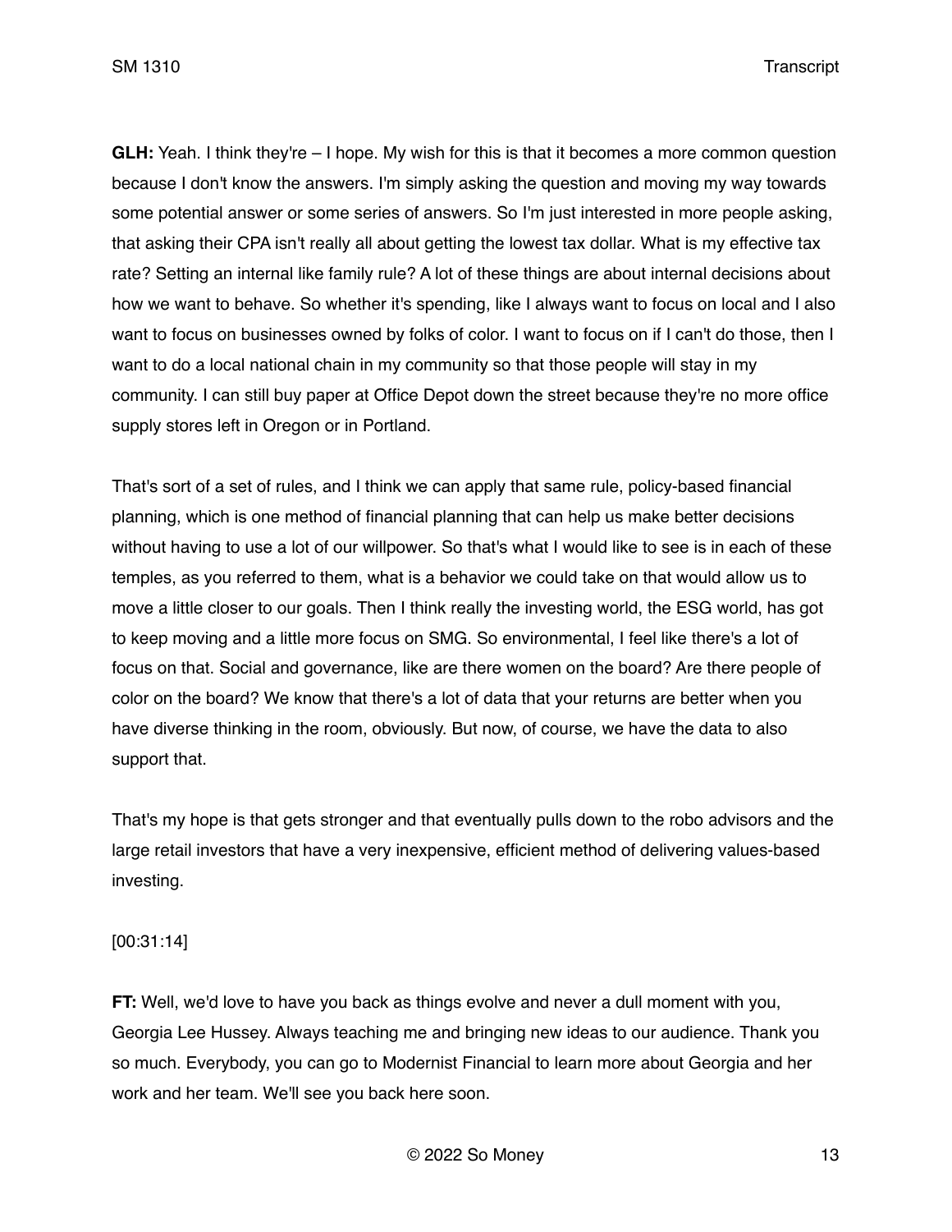**GLH:** Yeah. I think they're – I hope. My wish for this is that it becomes a more common question because I don't know the answers. I'm simply asking the question and moving my way towards some potential answer or some series of answers. So I'm just interested in more people asking, that asking their CPA isn't really all about getting the lowest tax dollar. What is my effective tax rate? Setting an internal like family rule? A lot of these things are about internal decisions about how we want to behave. So whether it's spending, like I always want to focus on local and I also want to focus on businesses owned by folks of color. I want to focus on if I can't do those, then I want to do a local national chain in my community so that those people will stay in my community. I can still buy paper at Office Depot down the street because they're no more office supply stores left in Oregon or in Portland.

That's sort of a set of rules, and I think we can apply that same rule, policy-based financial planning, which is one method of financial planning that can help us make better decisions without having to use a lot of our willpower. So that's what I would like to see is in each of these temples, as you referred to them, what is a behavior we could take on that would allow us to move a little closer to our goals. Then I think really the investing world, the ESG world, has got to keep moving and a little more focus on SMG. So environmental, I feel like there's a lot of focus on that. Social and governance, like are there women on the board? Are there people of color on the board? We know that there's a lot of data that your returns are better when you have diverse thinking in the room, obviously. But now, of course, we have the data to also support that.

That's my hope is that gets stronger and that eventually pulls down to the robo advisors and the large retail investors that have a very inexpensive, efficient method of delivering values-based investing.

[00:31:14]

**FT:** Well, we'd love to have you back as things evolve and never a dull moment with you, Georgia Lee Hussey. Always teaching me and bringing new ideas to our audience. Thank you so much. Everybody, you can go to Modernist Financial to learn more about Georgia and her work and her team. We'll see you back here soon.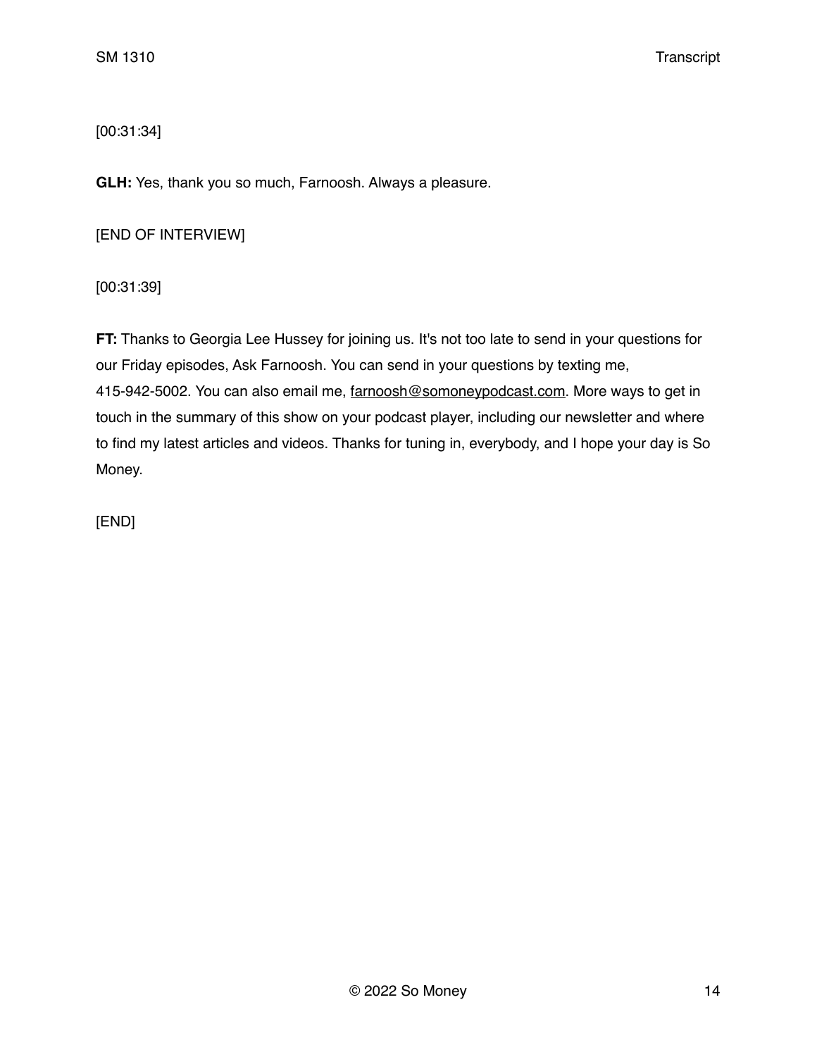[00:31:34]

**GLH:** Yes, thank you so much, Farnoosh. Always a pleasure.

[END OF INTERVIEW]

[00:31:39]

**FT:** Thanks to Georgia Lee Hussey for joining us. It's not too late to send in your questions for our Friday episodes, Ask Farnoosh. You can send in your questions by texting me, 415-942-5002. You can also email me, farnoosh@somoneypodcast.com. More ways to get in touch in the summary of this show on your podcast player, including our newsletter and where to find my latest articles and videos. Thanks for tuning in, everybody, and I hope your day is So Money.

[END]